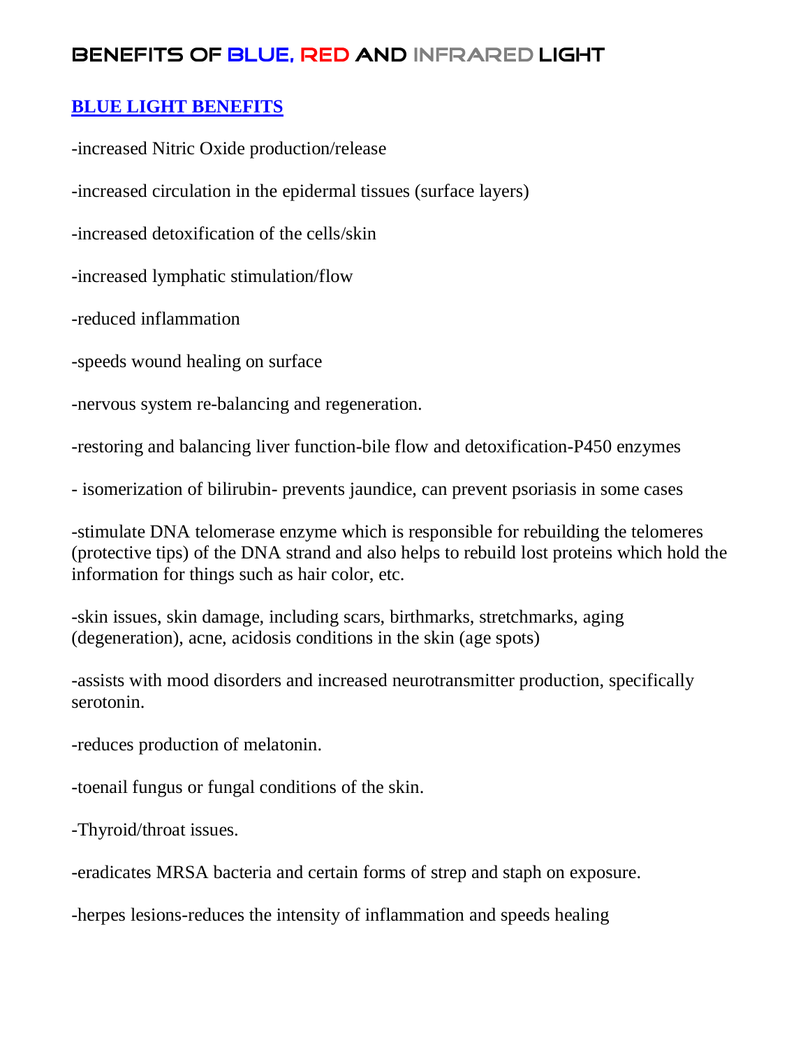# BENEFITS OF BLUE, RED AND INFRARED LIGHT

## BLUE LIGHT BENEFITS

-increased Nitric Oxide production/release

-increased circulation in the epidermal tissues (surface layers)

-increased detoxification of the cells/skin

-increased lymphatic stimulation/flow

-reduced inflammation

-speeds wound healing on surface

-nervous system re-balancing and regeneration.

-restoring and balancing liver function-bile flow and detoxification-P450 enzymes

- isomerization of bilirubin- prevents jaundice, can prevent psoriasis in some cases

-stimulate DNA telomerase enzyme which is responsible for rebuilding the telomeres (protective tips) of the DNA strand and also helps to rebuild lost proteins which hold the information for things such as hair color, etc.

-skin issues, skin damage, including scars, birthmarks, stretchmarks, aging (degeneration), acne, acidosis conditions in the skin (age spots)

-assists with mood disorders and increased neurotransmitter production, specifically serotonin.

-reduces production of melatonin.

-toenail fungus or fungal conditions of the skin.

-Thyroid/throat issues.

-eradicates MRSA bacteria and certain forms of strep and staph on exposure.

-herpes lesions-reduces the intensity of inflammation and speeds healing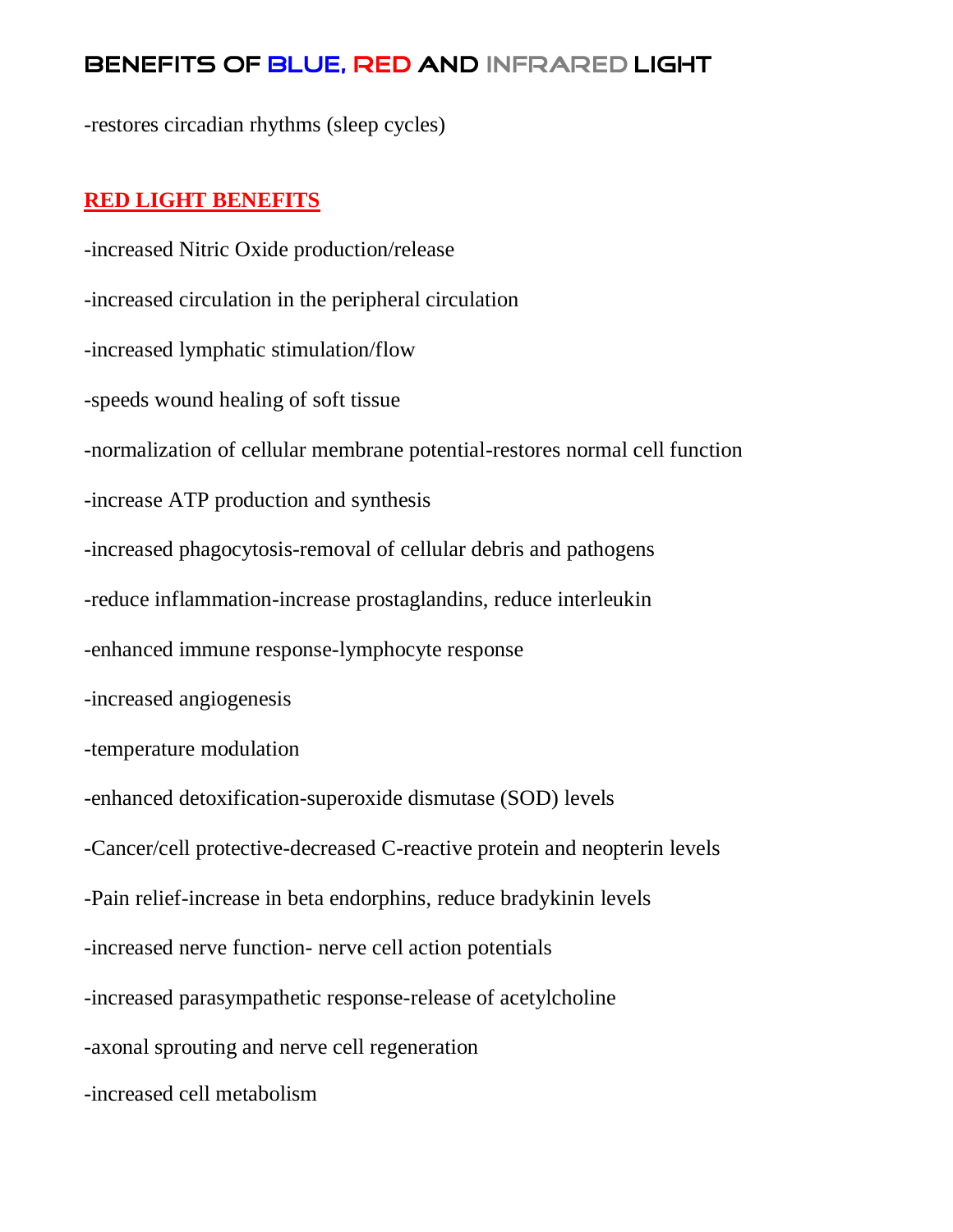-restores circadian rhythms (sleep cycles)

## RED LIGHT BENEFITS

-increased Nitric Oxide production/release

-increased circulation in the peripheral circulation

-increased lymphatic stimulation/flow

-speeds wound healing of soft tissue

-normalization of cellular membrane potential-restores normal cell function

-increase ATP production and synthesis

-increased phagocytosis-removal of cellular debris and pathogens

-reduce inflammation-increase prostaglandins, reduce interleukin

-enhanced immune response-lymphocyte response

-increased angiogenesis

-temperature modulation

-enhanced detoxification-superoxide dismutase (SOD) levels

-Cancer/cell protective-decreased C-reactive protein and neopterin levels

-Pain relief-increase in beta endorphins, reduce bradykinin levels

-increased nerve function- nerve cell action potentials

-increased parasympathetic response-release of acetylcholine

-axonal sprouting and nerve cell regeneration

-increased cell metabolism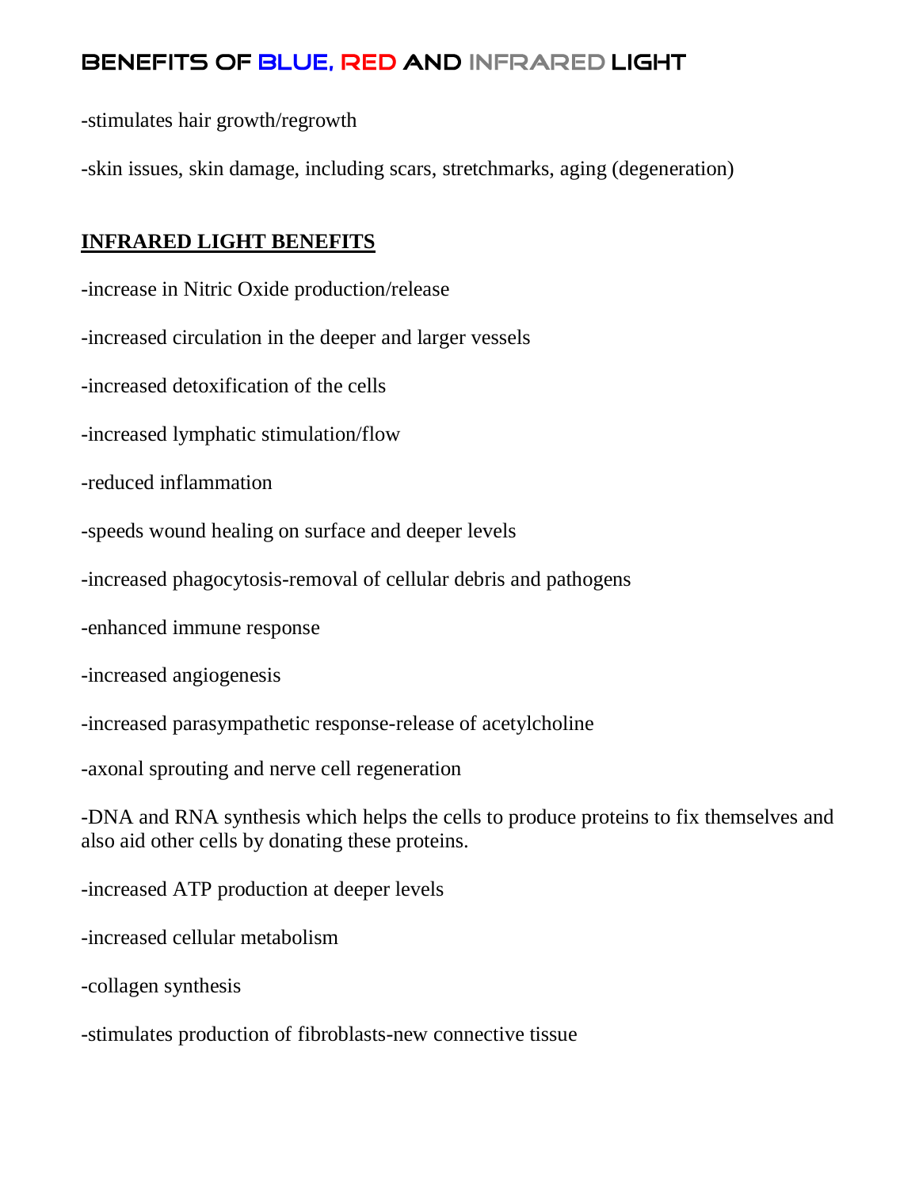# BENEFITS OF BLUE, RED AND INFRARED LIGHT

-stimulates hair growth/regrowth

-skin issues, skin damage, including scars, stretchmarks, aging (degeneration)

## INFRARED LIGHT BENEFITS

-increase in Nitric Oxide production/release

-increased circulation in the deeper and larger vessels

-increased detoxification of the cells

-increased lymphatic stimulation/flow

-reduced inflammation

-speeds wound healing on surface and deeper levels

-increased phagocytosis-removal of cellular debris and pathogens

-enhanced immune response

-increased angiogenesis

-increased parasympathetic response-release of acetylcholine

-axonal sprouting and nerve cell regeneration

-DNA and RNA synthesis which helps the cells to produce proteins to fix themselves and also aid other cells by donating these proteins.

-increased ATP production at deeper levels

-increased cellular metabolism

-collagen synthesis

-stimulates production of fibroblasts-new connective tissue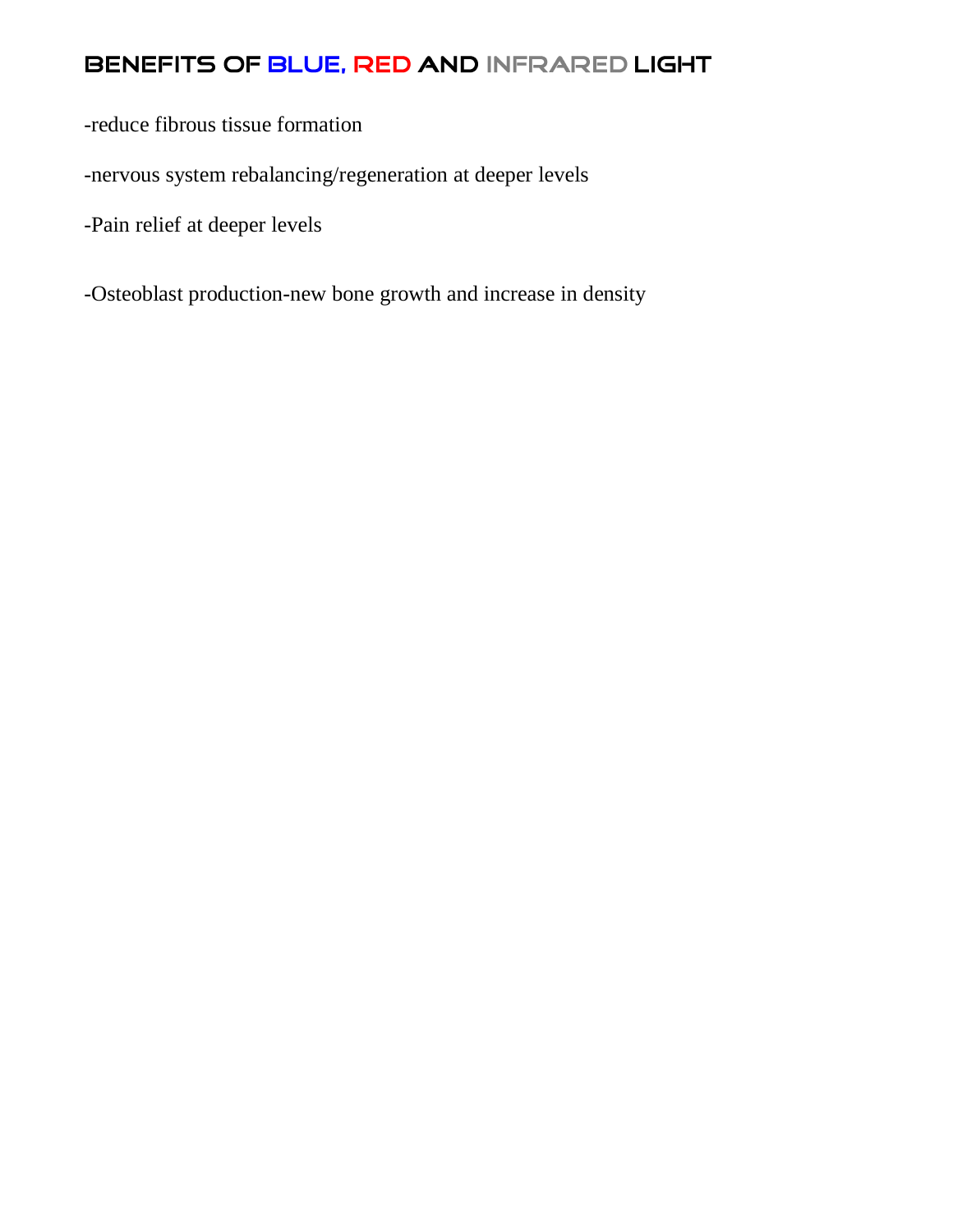# BENEFITS OF BLUE, RED AND INFRARED LIGHT

-reduce fibrous tissue formation

-nervous system rebalancing/regeneration at deeper levels

-Pain relief at deeper levels

-Osteoblast production-new bone growth and increase in density